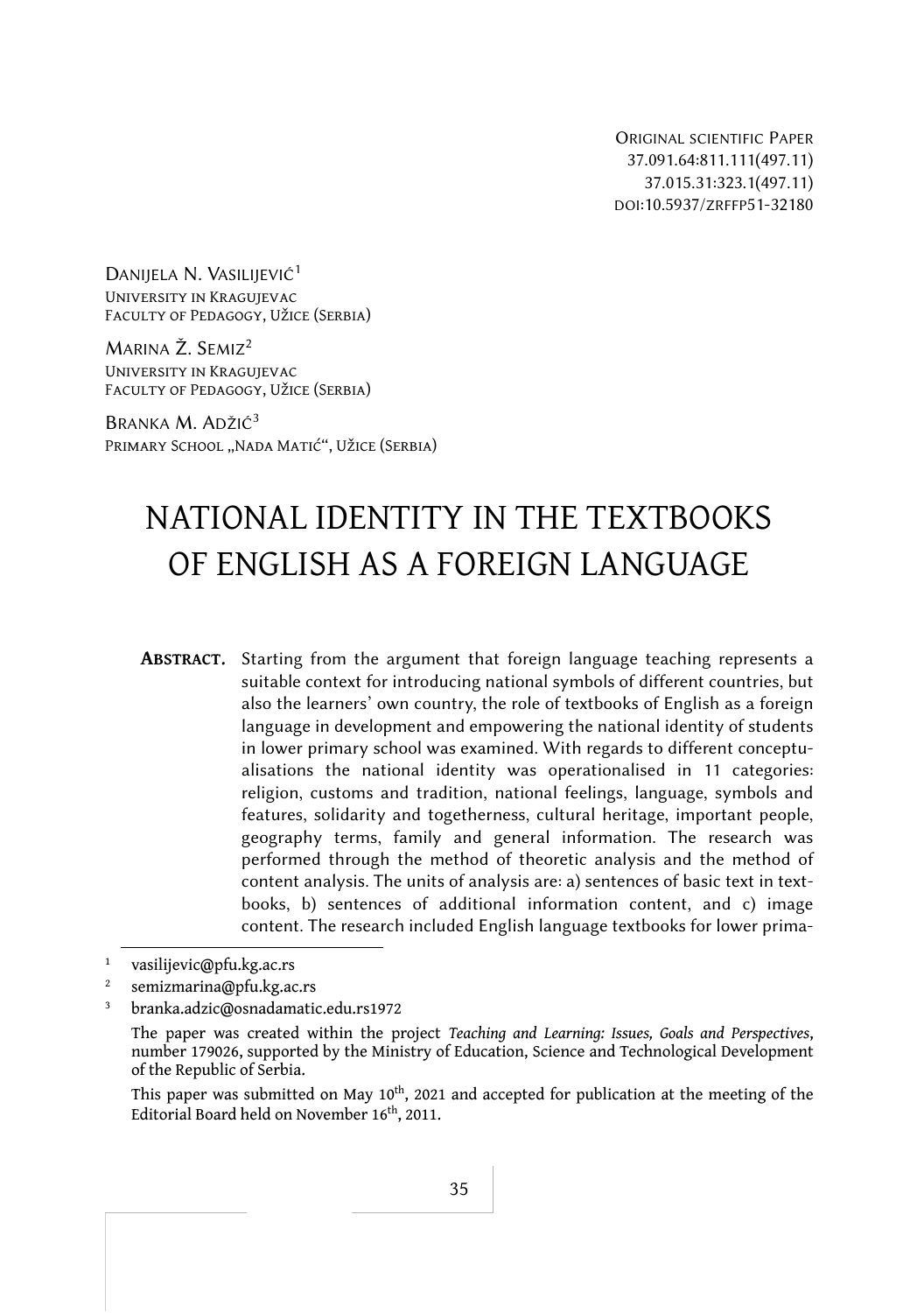Original scientific Paper
37.091.64:811.111(497.11)
37.015.31:323.1(497.11)
doi:10.5937/zrffp51-32180

Danijela N. Vasilijević[1]
University in Kragujevac
Faculty of Pedagogy, Užice (Serbia)

Marina Ž. Semiz[2]
University in Kragujevac
Faculty of Pedagogy, Užice (Serbia)

Branka M. Adžić[3]
Primary School „Nada Matić“, Užice (Serbia)

# NATIONAL IDENTITY IN THE TEXTBOOKS OF ENGLISH AS A FOREIGN LANGUAGE

**Abstract.** Starting from the argument that foreign language teaching represents a suitable context for introducing national symbols of different countries, but also the learners' own country, the role of textbooks of English as a foreign language in development and empowering the national identity of students in lower primary school was examined. With regards to different conceptualisations the national identity was operationalised in 11 categories: religion, customs and tradition, national feelings, language, symbols and features, solidarity and togetherness, cultural heritage, important people, geography terms, family and general information. The research was performed through the method of theoretic analysis and the method of content analysis. The units of analysis are: a) sentences of basic text in textbooks, b) sentences of additional information content, and c) image content. The research included English language textbooks for lower prima-

---

[1] vasilijevic@pfu.kg.ac.rs

[2] semizmarina@pfu.kg.ac.rs

[3] branka.adzic@osnadamatic.edu.rs1972

The paper was created within the project *Teaching and Learning: Issues, Goals and Perspectives*, number 179026, supported by the Ministry of Education, Science and Technological Development of the Republic of Serbia.

This paper was submitted on May 10th, 2021 and accepted for publication at the meeting of the Editorial Board held on November 16th, 2011.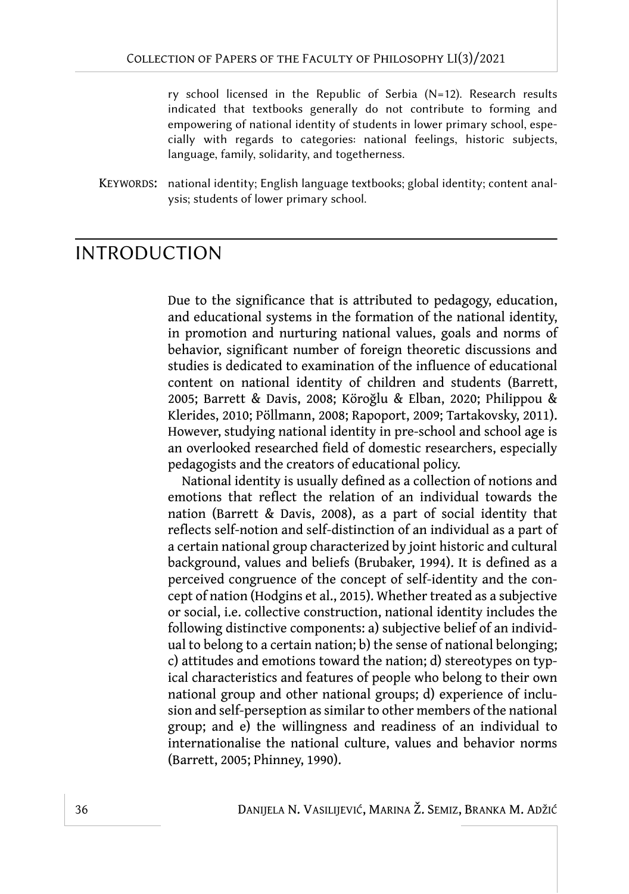ry school licensed in the Republic of Serbia (N=12). Research results indicated that textbooks generally do not contribute to forming and empowering of national identity of students in lower primary school, especially with regards to categories: national feelings, historic subjects, language, family, solidarity, and togetherness.

KEYWORDS: national identity; English language textbooks; global identity; content analysis; students of lower primary school.

# INTRODUCTION

Due to the significance that is attributed to pedagogy, education, and educational systems in the formation of the national identity, in promotion and nurturing national values, goals and norms of behavior, significant number of foreign theoretic discussions and studies is dedicated to examination of the influence of educational content on national identity of children and students (Barrett, 2005; Barrett & Davis, 2008; Köroğlu & Elban, 2020; Philippou & Klerides, 2010; Pöllmann, 2008; Rapoport, 2009; Tartakovsky, 2011). However, studying national identity in pre-school and school age is an overlooked researched field of domestic researchers, especially pedagogists and the creators of educational policy.

National identity is usually defined as a collection of notions and emotions that reflect the relation of an individual towards the nation (Barrett & Davis, 2008), as a part of social identity that reflects self-notion and self-distinction of an individual as a part of a certain national group characterized by joint historic and cultural background, values and beliefs (Brubaker, 1994). It is defined as a perceived congruence of the concept of self-identity and the concept of nation (Hodgins et al., 2015). Whether treated as a subjective or social, i.e. collective construction, national identity includes the following distinctive components: a) subjective belief of an individual to belong to a certain nation; b) the sense of national belonging; c) attitudes and emotions toward the nation; d) stereotypes on typical characteristics and features of people who belong to their own national group and other national groups; d) experience of inclusion and self-perseption as similar to other members of the national group; and e) the willingness and readiness of an individual to internationalise the national culture, values and behavior norms (Barrett, 2005; Phinney, 1990).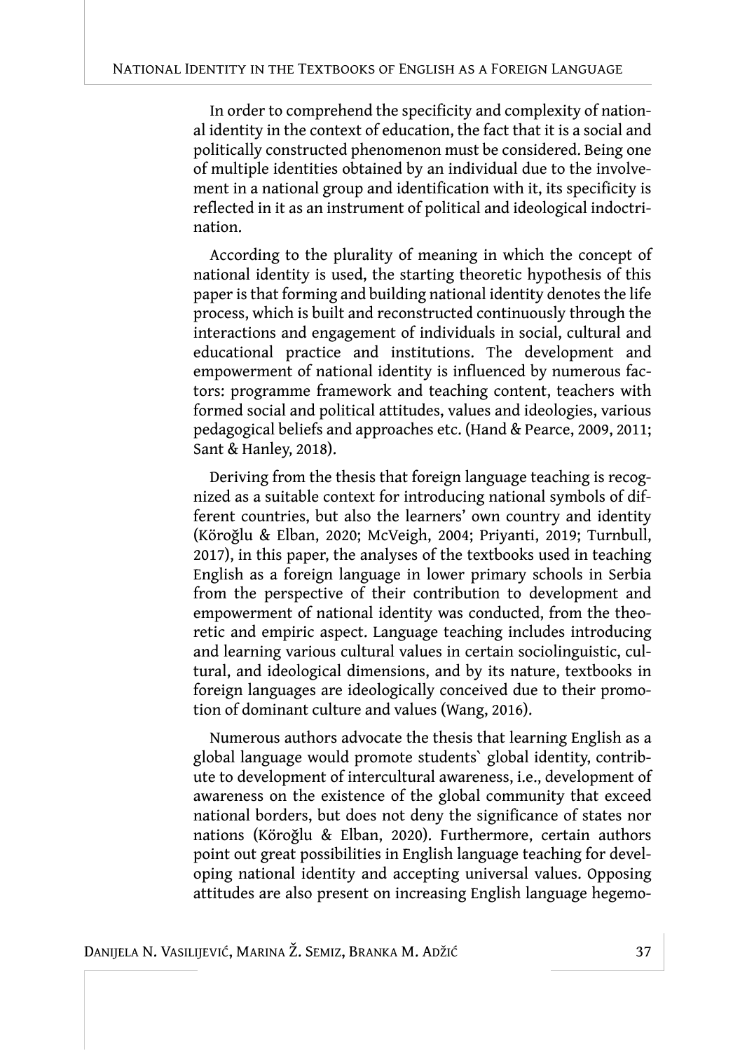In order to comprehend the specificity and complexity of national identity in the context of education, the fact that it is a social and politically constructed phenomenon must be considered. Being one of multiple identities obtained by an individual due to the involvement in a national group and identification with it, its specificity is reflected in it as an instrument of political and ideological indoctrination.

According to the plurality of meaning in which the concept of national identity is used, the starting theoretic hypothesis of this paper is that forming and building national identity denotes the life process, which is built and reconstructed continuously through the interactions and engagement of individuals in social, cultural and educational practice and institutions. The development and empowerment of national identity is influenced by numerous factors: programme framework and teaching content, teachers with formed social and political attitudes, values and ideologies, various pedagogical beliefs and approaches etc. (Hand & Pearce, 2009, 2011; Sant & Hanley, 2018).

Deriving from the thesis that foreign language teaching is recognized as a suitable context for introducing national symbols of different countries, but also the learners' own country and identity (Köroğlu & Elban, 2020; McVeigh, 2004; Priyanti, 2019; Turnbull, 2017), in this paper, the analyses of the textbooks used in teaching English as a foreign language in lower primary schools in Serbia from the perspective of their contribution to development and empowerment of national identity was conducted, from the theoretic and empiric aspect. Language teaching includes introducing and learning various cultural values in certain sociolinguistic, cultural, and ideological dimensions, and by its nature, textbooks in foreign languages are ideologically conceived due to their promotion of dominant culture and values (Wang, 2016).

Numerous authors advocate the thesis that learning English as a global language would promote students` global identity, contribute to development of intercultural awareness, i.e., development of awareness on the existence of the global community that exceed national borders, but does not deny the significance of states nor nations (Köroğlu & Elban, 2020). Furthermore, certain authors point out great possibilities in English language teaching for developing national identity and accepting universal values. Opposing attitudes are also present on increasing English language hegemo-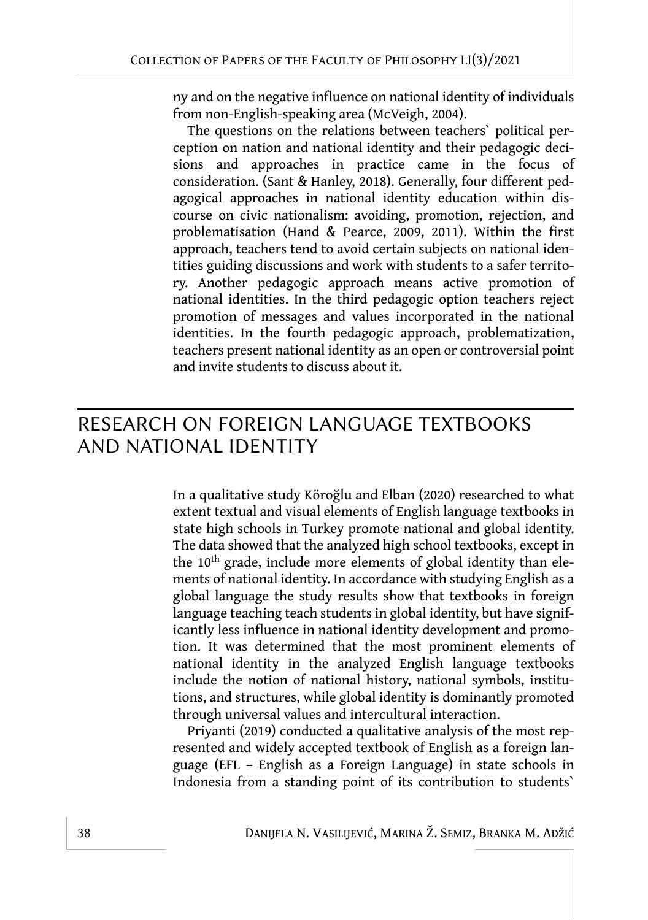ny and on the negative influence on national identity of individuals from non-English-speaking area (McVeigh, 2004).

The questions on the relations between teachers` political perception on nation and national identity and their pedagogic decisions and approaches in practice came in the focus of consideration. (Sant & Hanley, 2018). Generally, four different pedagogical approaches in national identity education within discourse on civic nationalism: avoiding, promotion, rejection, and problematisation (Hand & Pearce, 2009, 2011). Within the first approach, teachers tend to avoid certain subjects on national identities guiding discussions and work with students to a safer territory. Another pedagogic approach means active promotion of national identities. In the third pedagogic option teachers reject promotion of messages and values incorporated in the national identities. In the fourth pedagogic approach, problematization, teachers present national identity as an open or controversial point and invite students to discuss about it.

## RESEARCH ON FOREIGN LANGUAGE TEXTBOOKS AND NATIONAL IDENTITY

In a qualitative study Köroğlu and Elban (2020) researched to what extent textual and visual elements of English language textbooks in state high schools in Turkey promote national and global identity. The data showed that the analyzed high school textbooks, except in the 10th grade, include more elements of global identity than elements of national identity. In accordance with studying English as a global language the study results show that textbooks in foreign language teaching teach students in global identity, but have significantly less influence in national identity development and promotion. It was determined that the most prominent elements of national identity in the analyzed English language textbooks include the notion of national history, national symbols, institutions, and structures, while global identity is dominantly promoted through universal values and intercultural interaction.

Priyanti (2019) conducted a qualitative analysis of the most represented and widely accepted textbook of English as a foreign language (EFL – English as a Foreign Language) in state schools in Indonesia from a standing point of its contribution to students`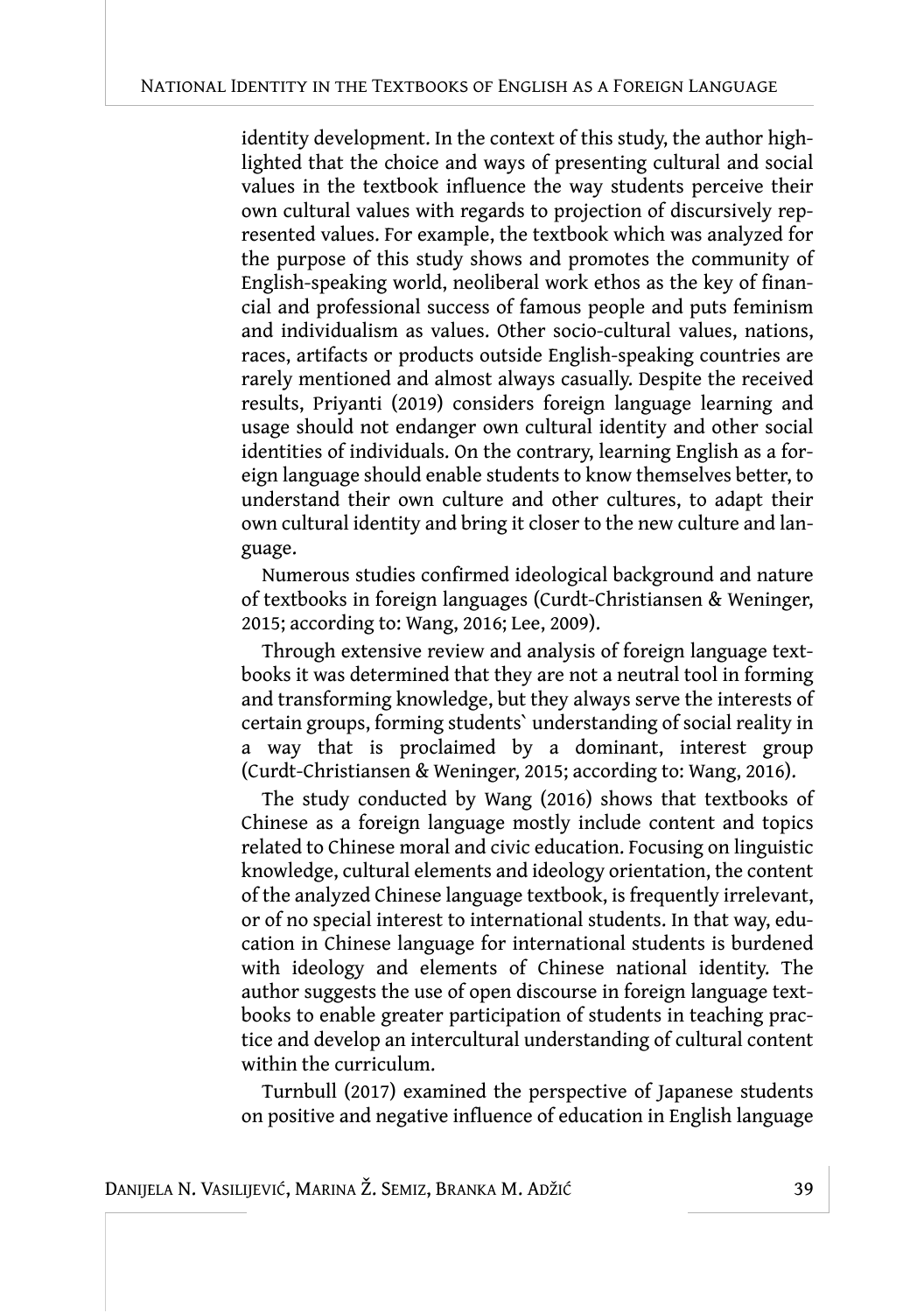identity development. In the context of this study, the author highlighted that the choice and ways of presenting cultural and social values in the textbook influence the way students perceive their own cultural values with regards to projection of discursively represented values. For example, the textbook which was analyzed for the purpose of this study shows and promotes the community of English-speaking world, neoliberal work ethos as the key of financial and professional success of famous people and puts feminism and individualism as values. Other socio-cultural values, nations, races, artifacts or products outside English-speaking countries are rarely mentioned and almost always casually. Despite the received results, Priyanti (2019) considers foreign language learning and usage should not endanger own cultural identity and other social identities of individuals. On the contrary, learning English as a foreign language should enable students to know themselves better, to understand their own culture and other cultures, to adapt their own cultural identity and bring it closer to the new culture and language.

Numerous studies confirmed ideological background and nature of textbooks in foreign languages (Curdt-Christiansen & Weninger, 2015; according to: Wang, 2016; Lee, 2009).

Through extensive review and analysis of foreign language textbooks it was determined that they are not a neutral tool in forming and transforming knowledge, but they always serve the interests of certain groups, forming students` understanding of social reality in a way that is proclaimed by a dominant, interest group (Curdt-Christiansen & Weninger, 2015; according to: Wang, 2016).

The study conducted by Wang (2016) shows that textbooks of Chinese as a foreign language mostly include content and topics related to Chinese moral and civic education. Focusing on linguistic knowledge, cultural elements and ideology orientation, the content of the analyzed Chinese language textbook, is frequently irrelevant, or of no special interest to international students. In that way, education in Chinese language for international students is burdened with ideology and elements of Chinese national identity. The author suggests the use of open discourse in foreign language textbooks to enable greater participation of students in teaching practice and develop an intercultural understanding of cultural content within the curriculum.

Turnbull (2017) examined the perspective of Japanese students on positive and negative influence of education in English language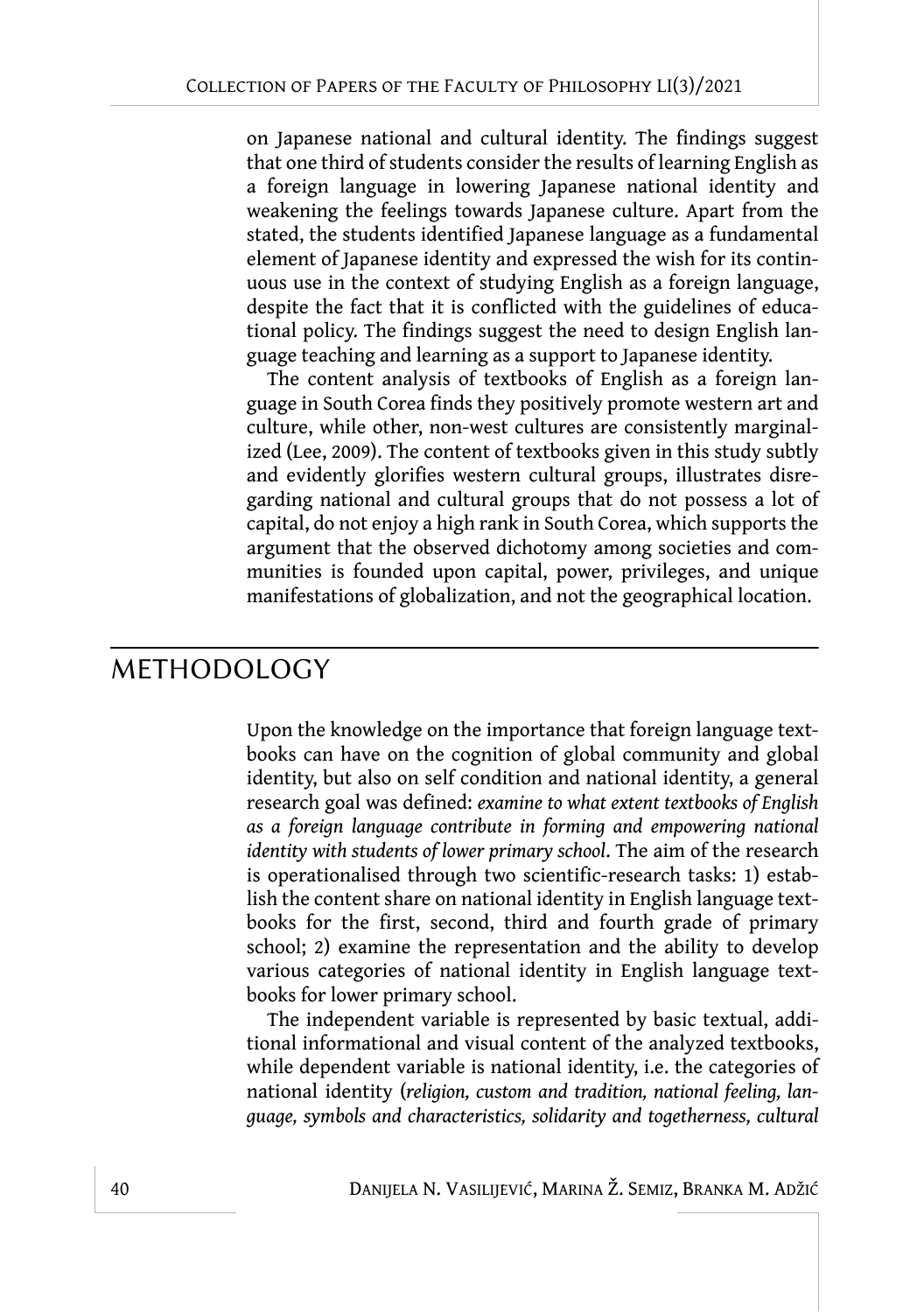on Japanese national and cultural identity. The findings suggest that one third of students consider the results of learning English as a foreign language in lowering Japanese national identity and weakening the feelings towards Japanese culture. Apart from the stated, the students identified Japanese language as a fundamental element of Japanese identity and expressed the wish for its continuous use in the context of studying English as a foreign language, despite the fact that it is conflicted with the guidelines of educational policy. The findings suggest the need to design English language teaching and learning as a support to Japanese identity.

The content analysis of textbooks of English as a foreign language in South Corea finds they positively promote western art and culture, while other, non-west cultures are consistently marginalized (Lee, 2009). The content of textbooks given in this study subtly and evidently glorifies western cultural groups, illustrates disregarding national and cultural groups that do not possess a lot of capital, do not enjoy a high rank in South Corea, which supports the argument that the observed dichotomy among societies and communities is founded upon capital, power, privileges, and unique manifestations of globalization, and not the geographical location.

## METHODOLOGY

Upon the knowledge on the importance that foreign language textbooks can have on the cognition of global community and global identity, but also on self condition and national identity, a general research goal was defined: *examine to what extent textbooks of English as a foreign language contribute in forming and empowering national identity with students of lower primary school.* The aim of the research is operationalised through two scientific-research tasks: 1) establish the content share on national identity in English language textbooks for the first, second, third and fourth grade of primary school; 2) examine the representation and the ability to develop various categories of national identity in English language textbooks for lower primary school.

The independent variable is represented by basic textual, additional informational and visual content of the analyzed textbooks, while dependent variable is national identity, i.e. the categories of national identity (*religion, custom and tradition, national feeling, language, symbols and characteristics, solidarity and togetherness, cultural*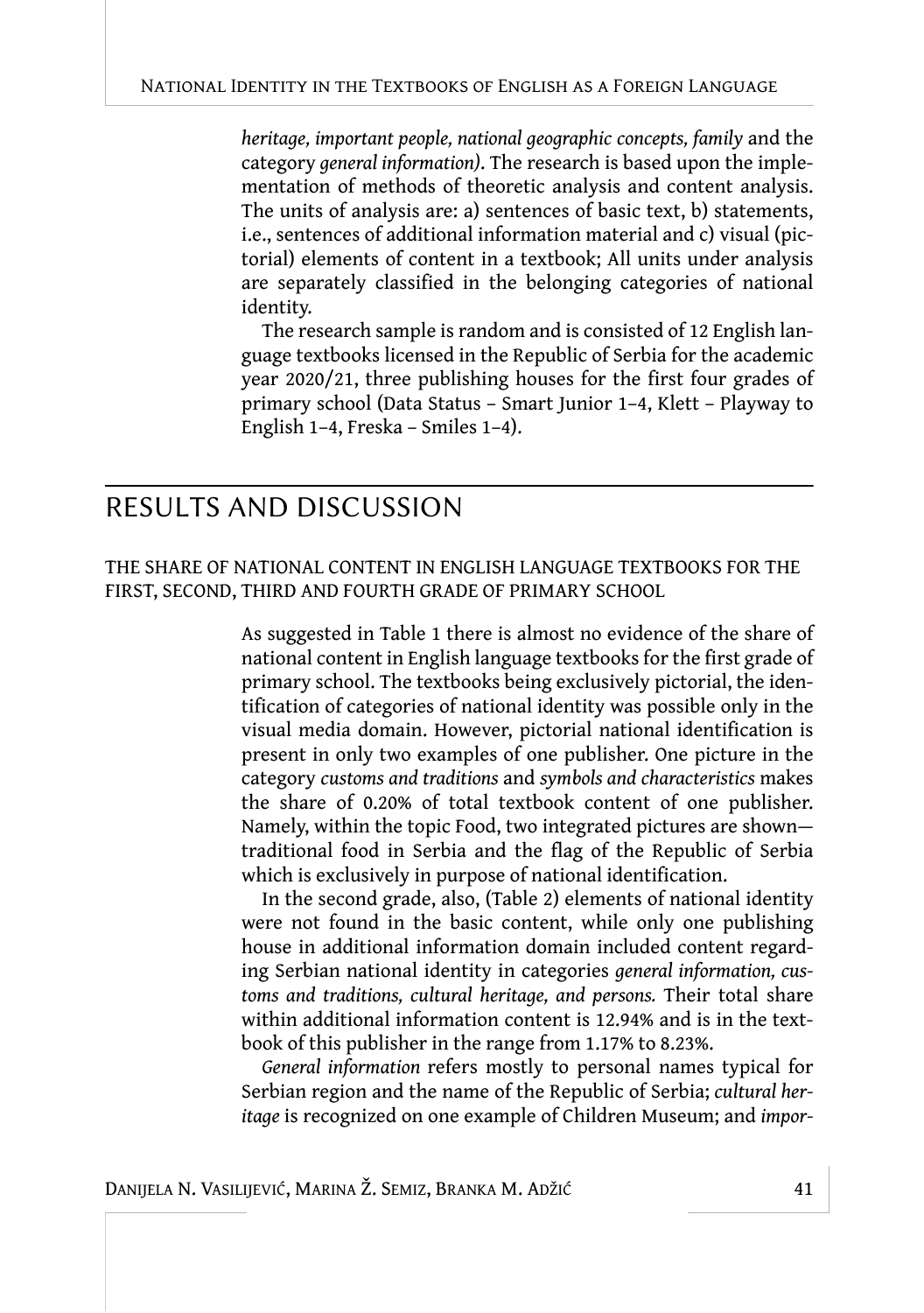*heritage, important people, national geographic concepts, family* and the category *general information)*. The research is based upon the implementation of methods of theoretic analysis and content analysis. The units of analysis are: a) sentences of basic text, b) statements, i.e., sentences of additional information material and c) visual (pictorial) elements of content in a textbook; All units under analysis are separately classified in the belonging categories of national identity.

The research sample is random and is consisted of 12 English language textbooks licensed in the Republic of Serbia for the academic year 2020/21, three publishing houses for the first four grades of primary school (Data Status – Smart Junior 1–4, Klett – Playway to English 1–4, Freska – Smiles 1–4).

## RESULTS AND DISCUSSION

### THE SHARE OF NATIONAL CONTENT IN ENGLISH LANGUAGE TEXTBOOKS FOR THE FIRST, SECOND, THIRD AND FOURTH GRADE OF PRIMARY SCHOOL

As suggested in Table 1 there is almost no evidence of the share of national content in English language textbooks for the first grade of primary school. The textbooks being exclusively pictorial, the identification of categories of national identity was possible only in the visual media domain. However, pictorial national identification is present in only two examples of one publisher. One picture in the category *customs and traditions* and *symbols and characteristics* makes the share of 0.20% of total textbook content of one publisher. Namely, within the topic Food, two integrated pictures are shown—traditional food in Serbia and the flag of the Republic of Serbia which is exclusively in purpose of national identification.

In the second grade, also, (Table 2) elements of national identity were not found in the basic content, while only one publishing house in additional information domain included content regarding Serbian national identity in categories *general information, customs and traditions, cultural heritage, and persons.* Their total share within additional information content is 12.94% and is in the textbook of this publisher in the range from 1.17% to 8.23%.

*General information* refers mostly to personal names typical for Serbian region and the name of the Republic of Serbia; *cultural heritage* is recognized on one example of Children Museum; and *impor-*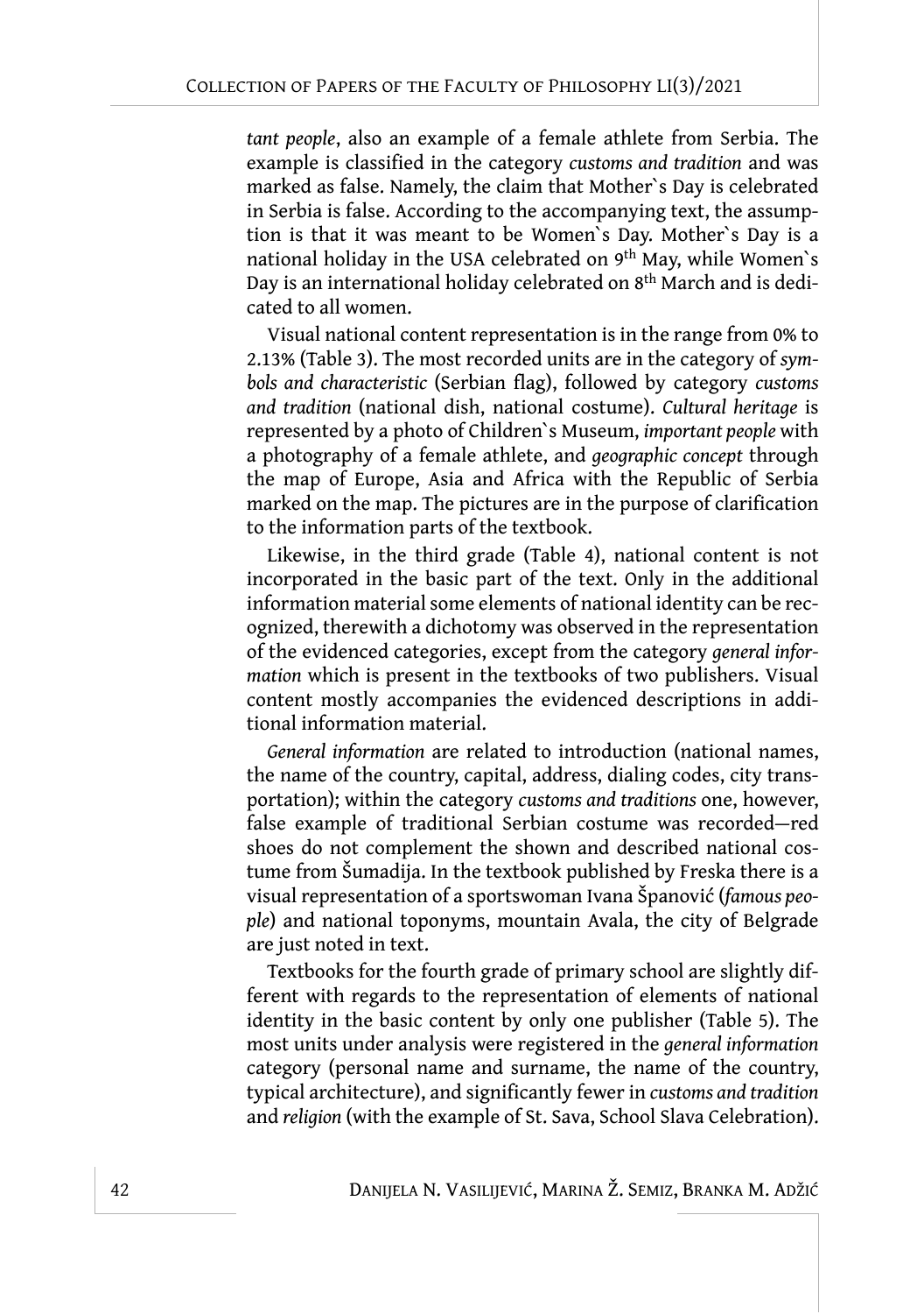*tant people*, also an example of a female athlete from Serbia. The example is classified in the category *customs and tradition* and was marked as false. Namely, the claim that Mother`s Day is celebrated in Serbia is false. According to the accompanying text, the assumption is that it was meant to be Women`s Day. Mother`s Day is a national holiday in the USA celebrated on 9th May, while Women`s Day is an international holiday celebrated on 8th March and is dedicated to all women.

Visual national content representation is in the range from 0% to 2.13% (Table 3). The most recorded units are in the category of *symbols and characteristic* (Serbian flag), followed by category *customs and tradition* (national dish, national costume). *Cultural heritage* is represented by a photo of Children`s Museum, *important people* with a photography of a female athlete, and *geographic concept* through the map of Europe, Asia and Africa with the Republic of Serbia marked on the map. The pictures are in the purpose of clarification to the information parts of the textbook.

Likewise, in the third grade (Table 4), national content is not incorporated in the basic part of the text. Only in the additional information material some elements of national identity can be recognized, therewith a dichotomy was observed in the representation of the evidenced categories, except from the category *general information* which is present in the textbooks of two publishers. Visual content mostly accompanies the evidenced descriptions in additional information material.

*General information* are related to introduction (national names, the name of the country, capital, address, dialing codes, city transportation); within the category *customs and traditions* one, however, false example of traditional Serbian costume was recorded—red shoes do not complement the shown and described national costume from Šumadija. In the textbook published by Freska there is a visual representation of a sportswoman Ivana Španović (*famous people*) and national toponyms, mountain Avala, the city of Belgrade are just noted in text.

Textbooks for the fourth grade of primary school are slightly different with regards to the representation of elements of national identity in the basic content by only one publisher (Table 5). The most units under analysis were registered in the *general information* category (personal name and surname, the name of the country, typical architecture), and significantly fewer in *customs and tradition* and *religion* (with the example of St. Sava, School Slava Celebration).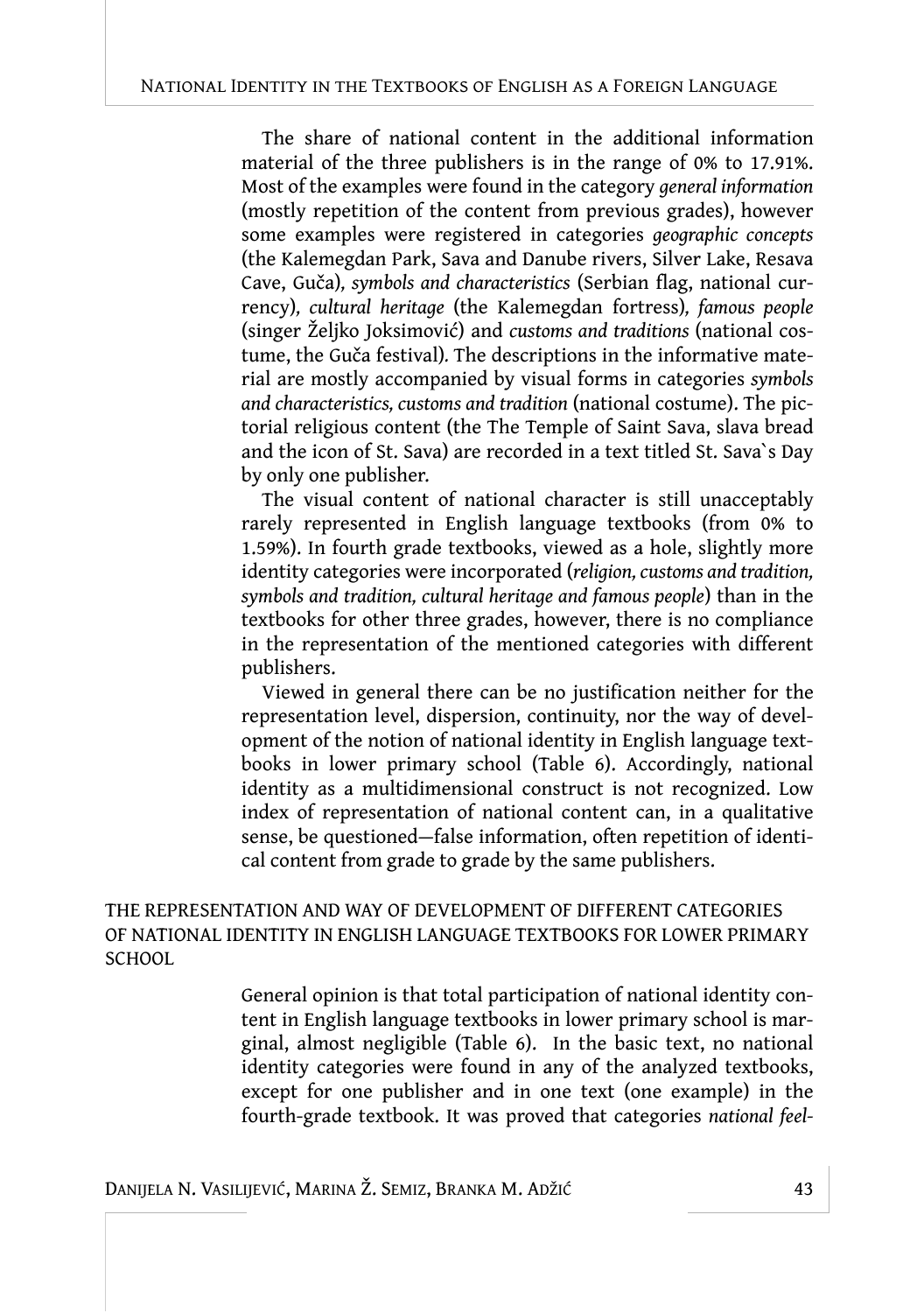The share of national content in the additional information material of the three publishers is in the range of 0% to 17.91%. Most of the examples were found in the category *general information* (mostly repetition of the content from previous grades), however some examples were registered in categories *geographic concepts* (the Kalemegdan Park, Sava and Danube rivers, Silver Lake, Resava Cave, Guča), *symbols and characteristics* (Serbian flag, national currency), *cultural heritage* (the Kalemegdan fortress), *famous people* (singer Željko Joksimović) and *customs and traditions* (national costume, the Guča festival). The descriptions in the informative material are mostly accompanied by visual forms in categories *symbols and characteristics, customs and tradition* (national costume). The pictorial religious content (the The Temple of Saint Sava, slava bread and the icon of St. Sava) are recorded in a text titled St. Sava`s Day by only one publisher.

The visual content of national character is still unacceptably rarely represented in English language textbooks (from 0% to 1.59%). In fourth grade textbooks, viewed as a hole, slightly more identity categories were incorporated (*religion, customs and tradition, symbols and tradition, cultural heritage and famous people*) than in the textbooks for other three grades, however, there is no compliance in the representation of the mentioned categories with different publishers.

Viewed in general there can be no justification neither for the representation level, dispersion, continuity, nor the way of development of the notion of national identity in English language textbooks in lower primary school (Table 6). Accordingly, national identity as a multidimensional construct is not recognized. Low index of representation of national content can, in a qualitative sense, be questioned—false information, often repetition of identical content from grade to grade by the same publishers.

## THE REPRESENTATION AND WAY OF DEVELOPMENT OF DIFFERENT CATEGORIES OF NATIONAL IDENTITY IN ENGLISH LANGUAGE TEXTBOOKS FOR LOWER PRIMARY SCHOOL

General opinion is that total participation of national identity content in English language textbooks in lower primary school is marginal, almost negligible (Table 6). In the basic text, no national identity categories were found in any of the analyzed textbooks, except for one publisher and in one text (one example) in the fourth-grade textbook. It was proved that categories *national feel-*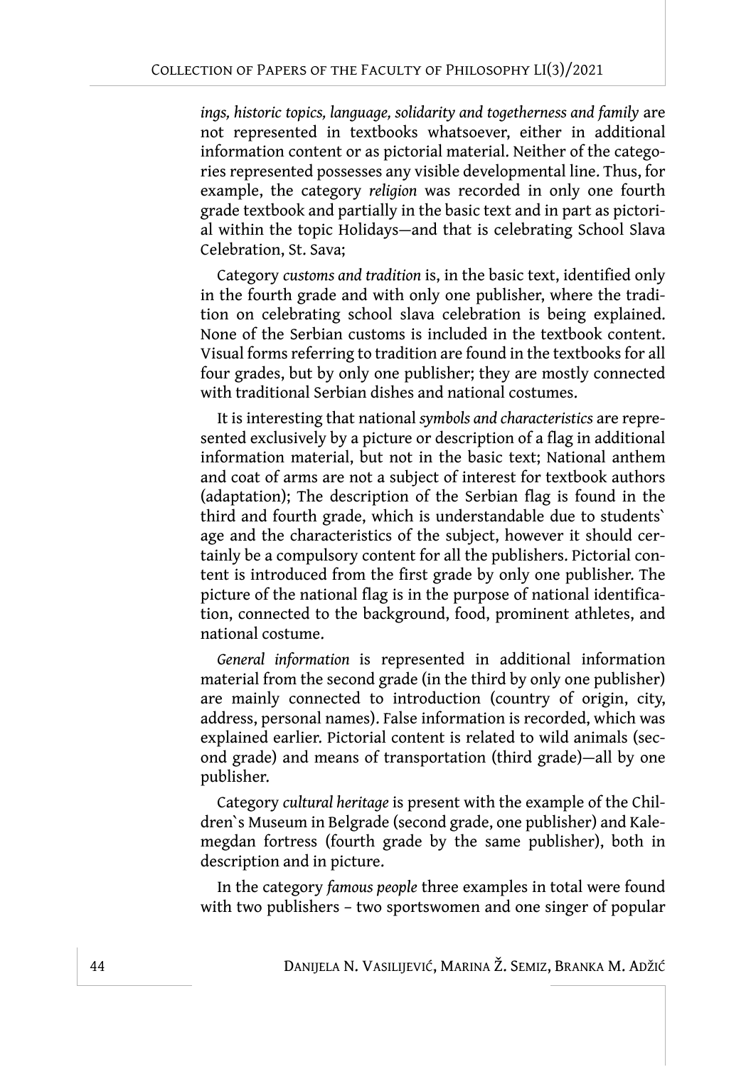*ings, historic topics, language, solidarity and togetherness and family* are not represented in textbooks whatsoever, either in additional information content or as pictorial material. Neither of the categories represented possesses any visible developmental line. Thus, for example, the category *religion* was recorded in only one fourth grade textbook and partially in the basic text and in part as pictorial within the topic Holidays—and that is celebrating School Slava Celebration, St. Sava;

Category *customs and tradition* is, in the basic text, identified only in the fourth grade and with only one publisher, where the tradition on celebrating school slava celebration is being explained. None of the Serbian customs is included in the textbook content. Visual forms referring to tradition are found in the textbooks for all four grades, but by only one publisher; they are mostly connected with traditional Serbian dishes and national costumes.

It is interesting that national *symbols and characteristics* are represented exclusively by a picture or description of a flag in additional information material, but not in the basic text; National anthem and coat of arms are not a subject of interest for textbook authors (adaptation); The description of the Serbian flag is found in the third and fourth grade, which is understandable due to students` age and the characteristics of the subject, however it should certainly be a compulsory content for all the publishers. Pictorial content is introduced from the first grade by only one publisher. The picture of the national flag is in the purpose of national identification, connected to the background, food, prominent athletes, and national costume.

*General information* is represented in additional information material from the second grade (in the third by only one publisher) are mainly connected to introduction (country of origin, city, address, personal names). False information is recorded, which was explained earlier. Pictorial content is related to wild animals (second grade) and means of transportation (third grade)—all by one publisher.

Category *cultural heritage* is present with the example of the Children`s Museum in Belgrade (second grade, one publisher) and Kalemegdan fortress (fourth grade by the same publisher), both in description and in picture.

In the category *famous people* three examples in total were found with two publishers – two sportswomen and one singer of popular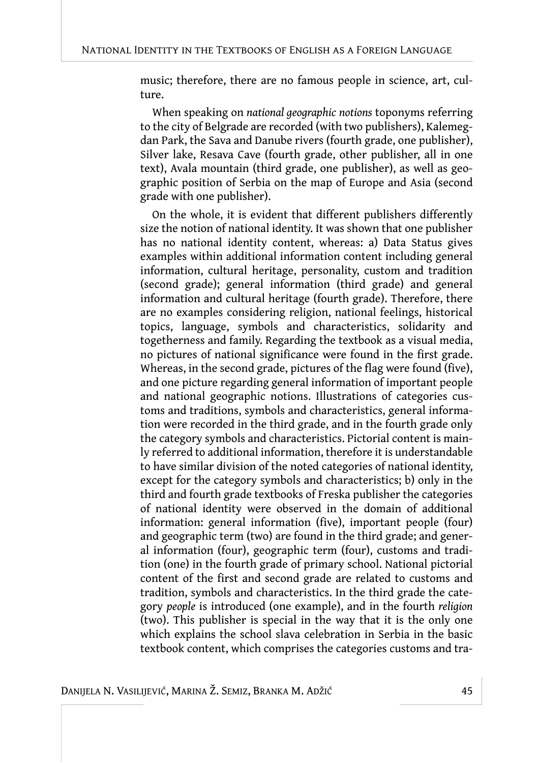music; therefore, there are no famous people in science, art, culture.

When speaking on *national geographic notions* toponyms referring to the city of Belgrade are recorded (with two publishers), Kalemegdan Park, the Sava and Danube rivers (fourth grade, one publisher), Silver lake, Resava Cave (fourth grade, other publisher, all in one text), Avala mountain (third grade, one publisher), as well as geographic position of Serbia on the map of Europe and Asia (second grade with one publisher).

On the whole, it is evident that different publishers differently size the notion of national identity. It was shown that one publisher has no national identity content, whereas: a) Data Status gives examples within additional information content including general information, cultural heritage, personality, custom and tradition (second grade); general information (third grade) and general information and cultural heritage (fourth grade). Therefore, there are no examples considering religion, national feelings, historical topics, language, symbols and characteristics, solidarity and togetherness and family. Regarding the textbook as a visual media, no pictures of national significance were found in the first grade. Whereas, in the second grade, pictures of the flag were found (five), and one picture regarding general information of important people and national geographic notions. Illustrations of categories customs and traditions, symbols and characteristics, general information were recorded in the third grade, and in the fourth grade only the category symbols and characteristics. Pictorial content is mainly referred to additional information, therefore it is understandable to have similar division of the noted categories of national identity, except for the category symbols and characteristics; b) only in the third and fourth grade textbooks of Freska publisher the categories of national identity were observed in the domain of additional information: general information (five), important people (four) and geographic term (two) are found in the third grade; and general information (four), geographic term (four), customs and tradition (one) in the fourth grade of primary school. National pictorial content of the first and second grade are related to customs and tradition, symbols and characteristics. In the third grade the category *people* is introduced (one example), and in the fourth *religion* (two). This publisher is special in the way that it is the only one which explains the school slava celebration in Serbia in the basic textbook content, which comprises the categories customs and tra-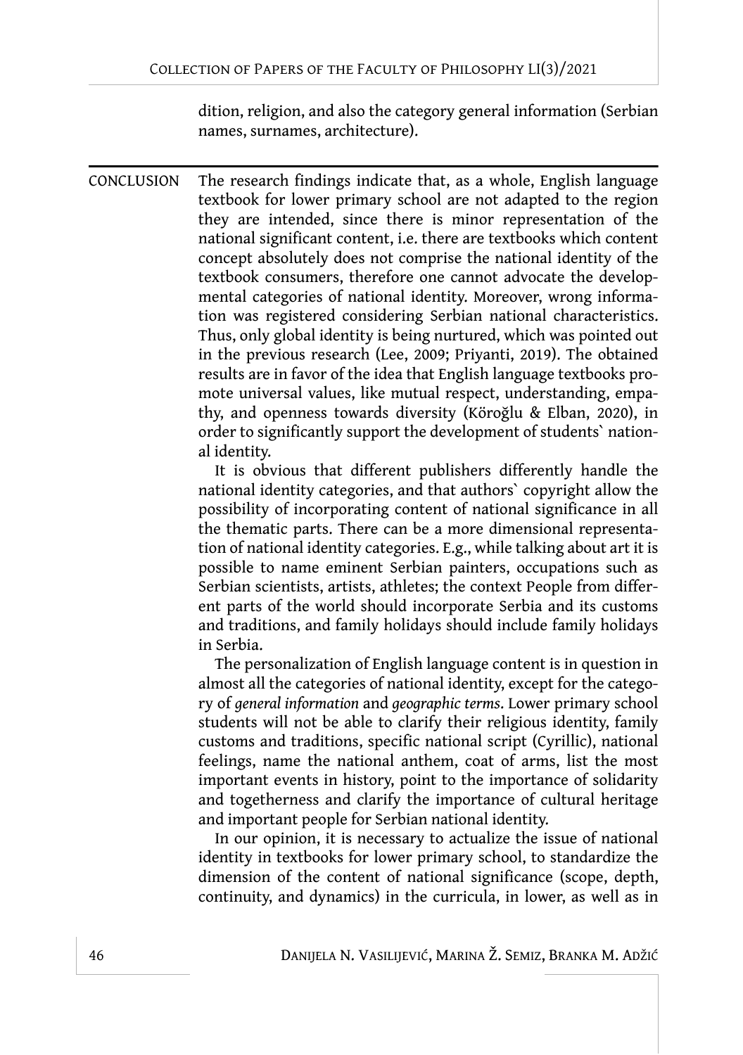dition, religion, and also the category general information (Serbian names, surnames, architecture).

## CONCLUSION

The research findings indicate that, as a whole, English language textbook for lower primary school are not adapted to the region they are intended, since there is minor representation of the national significant content, i.e. there are textbooks which content concept absolutely does not comprise the national identity of the textbook consumers, therefore one cannot advocate the developmental categories of national identity. Moreover, wrong information was registered considering Serbian national characteristics. Thus, only global identity is being nurtured, which was pointed out in the previous research (Lee, 2009; Priyanti, 2019). The obtained results are in favor of the idea that English language textbooks promote universal values, like mutual respect, understanding, empathy, and openness towards diversity (Köroğlu & Elban, 2020), in order to significantly support the development of students` national identity.

It is obvious that different publishers differently handle the national identity categories, and that authors` copyright allow the possibility of incorporating content of national significance in all the thematic parts. There can be a more dimensional representation of national identity categories. E.g., while talking about art it is possible to name eminent Serbian painters, occupations such as Serbian scientists, artists, athletes; the context People from different parts of the world should incorporate Serbia and its customs and traditions, and family holidays should include family holidays in Serbia.

The personalization of English language content is in question in almost all the categories of national identity, except for the category of *general information* and *geographic terms*. Lower primary school students will not be able to clarify their religious identity, family customs and traditions, specific national script (Cyrillic), national feelings, name the national anthem, coat of arms, list the most important events in history, point to the importance of solidarity and togetherness and clarify the importance of cultural heritage and important people for Serbian national identity.

In our opinion, it is necessary to actualize the issue of national identity in textbooks for lower primary school, to standardize the dimension of the content of national significance (scope, depth, continuity, and dynamics) in the curricula, in lower, as well as in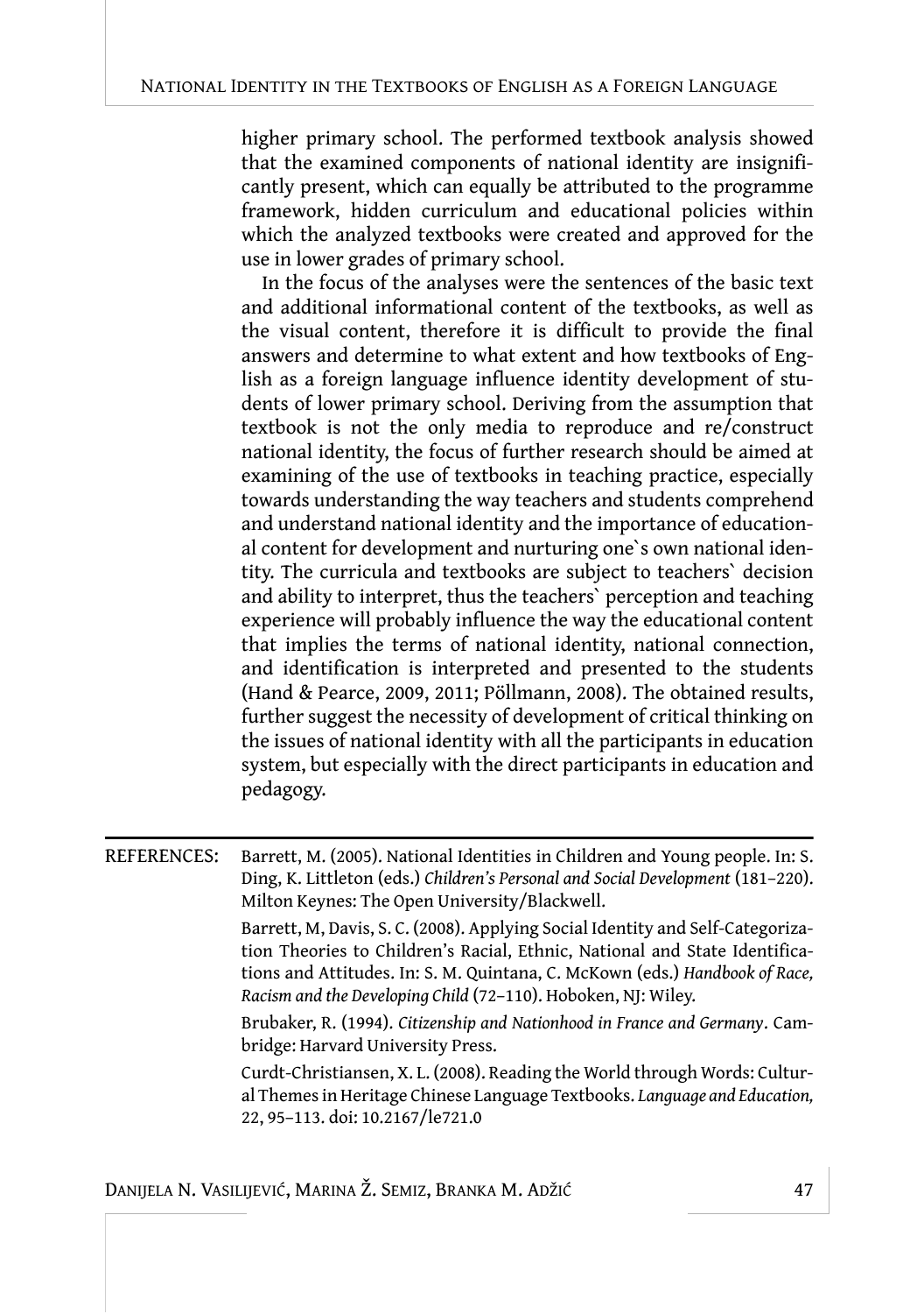higher primary school. The performed textbook analysis showed that the examined components of national identity are insignificantly present, which can equally be attributed to the programme framework, hidden curriculum and educational policies within which the analyzed textbooks were created and approved for the use in lower grades of primary school.

In the focus of the analyses were the sentences of the basic text and additional informational content of the textbooks, as well as the visual content, therefore it is difficult to provide the final answers and determine to what extent and how textbooks of English as a foreign language influence identity development of students of lower primary school. Deriving from the assumption that textbook is not the only media to reproduce and re/construct national identity, the focus of further research should be aimed at examining of the use of textbooks in teaching practice, especially towards understanding the way teachers and students comprehend and understand national identity and the importance of educational content for development and nurturing one`s own national identity. The curricula and textbooks are subject to teachers` decision and ability to interpret, thus the teachers` perception and teaching experience will probably influence the way the educational content that implies the terms of national identity, national connection, and identification is interpreted and presented to the students (Hand & Pearce, 2009, 2011; Pöllmann, 2008). The obtained results, further suggest the necessity of development of critical thinking on the issues of national identity with all the participants in education system, but especially with the direct participants in education and pedagogy.

REFERENCES:

Barrett, M. (2005). National Identities in Children and Young people. In: S. Ding, K. Littleton (eds.) *Children's Personal and Social Development* (181–220). Milton Keynes: The Open University/Blackwell.

Barrett, M, Davis, S. C. (2008). Applying Social Identity and Self-Categorization Theories to Children's Racial, Ethnic, National and State Identifications and Attitudes. In: S. M. Quintana, C. McKown (eds.) *Handbook of Race, Racism and the Developing Child* (72–110). Hoboken, NJ: Wiley.

Brubaker, R. (1994). *Citizenship and Nationhood in France and Germany*. Cambridge: Harvard University Press.

Curdt-Christiansen, X. L. (2008). Reading the World through Words: Cultural Themes in Heritage Chinese Language Textbooks. *Language and Education,* 22, 95–113. doi: 10.2167/le721.0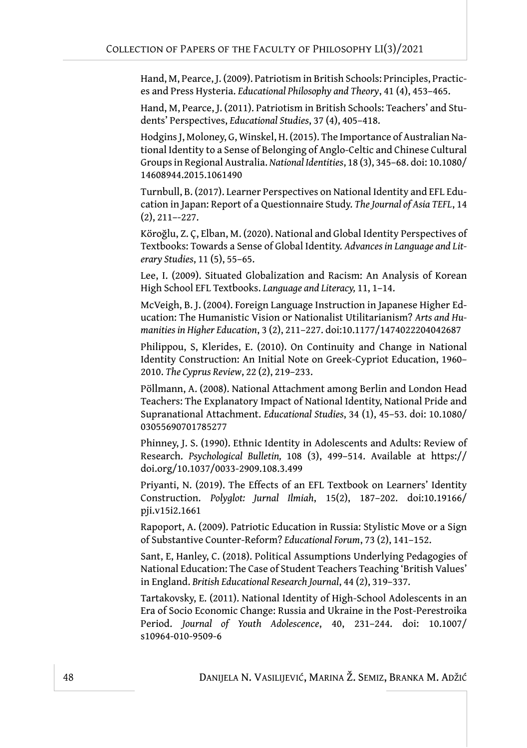Hand, M, Pearce, J. (2009). Patriotism in British Schools: Principles, Practices and Press Hysteria. *Educational Philosophy and Theory*, 41 (4), 453–465.

Hand, M, Pearce, J. (2011). Patriotism in British Schools: Teachers' and Students' Perspectives, *Educational Studies*, 37 (4), 405–418.

Hodgins J, Moloney, G, Winskel, H. (2015). The Importance of Australian National Identity to a Sense of Belonging of Anglo-Celtic and Chinese Cultural Groups in Regional Australia. *National Identities*, 18 (3), 345–68. doi: 10.1080/14608944.2015.1061490

Turnbull, B. (2017). Learner Perspectives on National Identity and EFL Education in Japan: Report of a Questionnaire Study. *The Journal of Asia TEFL*, 14 (2), 211–-227.

Köroğlu, Z. Ç, Elban, M. (2020). National and Global Identity Perspectives of Textbooks: Towards a Sense of Global Identity. *Advances in Language and Literary Studies*, 11 (5), 55–65.

Lee, I. (2009). Situated Globalization and Racism: An Analysis of Korean High School EFL Textbooks. *Language and Literacy,* 11, 1–14.

McVeigh, B. J. (2004). Foreign Language Instruction in Japanese Higher Education: The Humanistic Vision or Nationalist Utilitarianism? *Arts and Humanities in Higher Education*, 3 (2), 211–227. doi:10.1177/1474022204042687

Philippou, S, Klerides, E. (2010). On Continuity and Change in National Identity Construction: An Initial Note on Greek-Cypriot Education, 1960–2010. *The Cyprus Review*, 22 (2), 219–233.

Pöllmann, A. (2008). National Attachment among Berlin and London Head Teachers: The Explanatory Impact of National Identity, National Pride and Supranational Attachment. *Educational Studies*, 34 (1), 45–53. doi: 10.1080/03055690701785277

Phinney, J. S. (1990). Ethnic Identity in Adolescents and Adults: Review of Research. *Psychological Bulletin,* 108 (3), 499–514. Available at https://doi.org/10.1037/0033-2909.108.3.499

Priyanti, N. (2019). The Effects of an EFL Textbook on Learners' Identity Construction. *Polyglot: Jurnal Ilmiah*, 15(2), 187–202. doi:10.19166/pji.v15i2.1661

Rapoport, A. (2009). Patriotic Education in Russia: Stylistic Move or a Sign of Substantive Counter-Reform? *Educational Forum*, 73 (2), 141–152.

Sant, E, Hanley, C. (2018). Political Assumptions Underlying Pedagogies of National Education: The Case of Student Teachers Teaching 'British Values' in England. *British Educational Research Journal*, 44 (2), 319–337.

Tartakovsky, E. (2011). National Identity of High-School Adolescents in an Era of Socio Economic Change: Russia and Ukraine in the Post-Perestroika Period. *Journal of Youth Adolescence*, 40, 231–244. doi: 10.1007/s10964-010-9509-6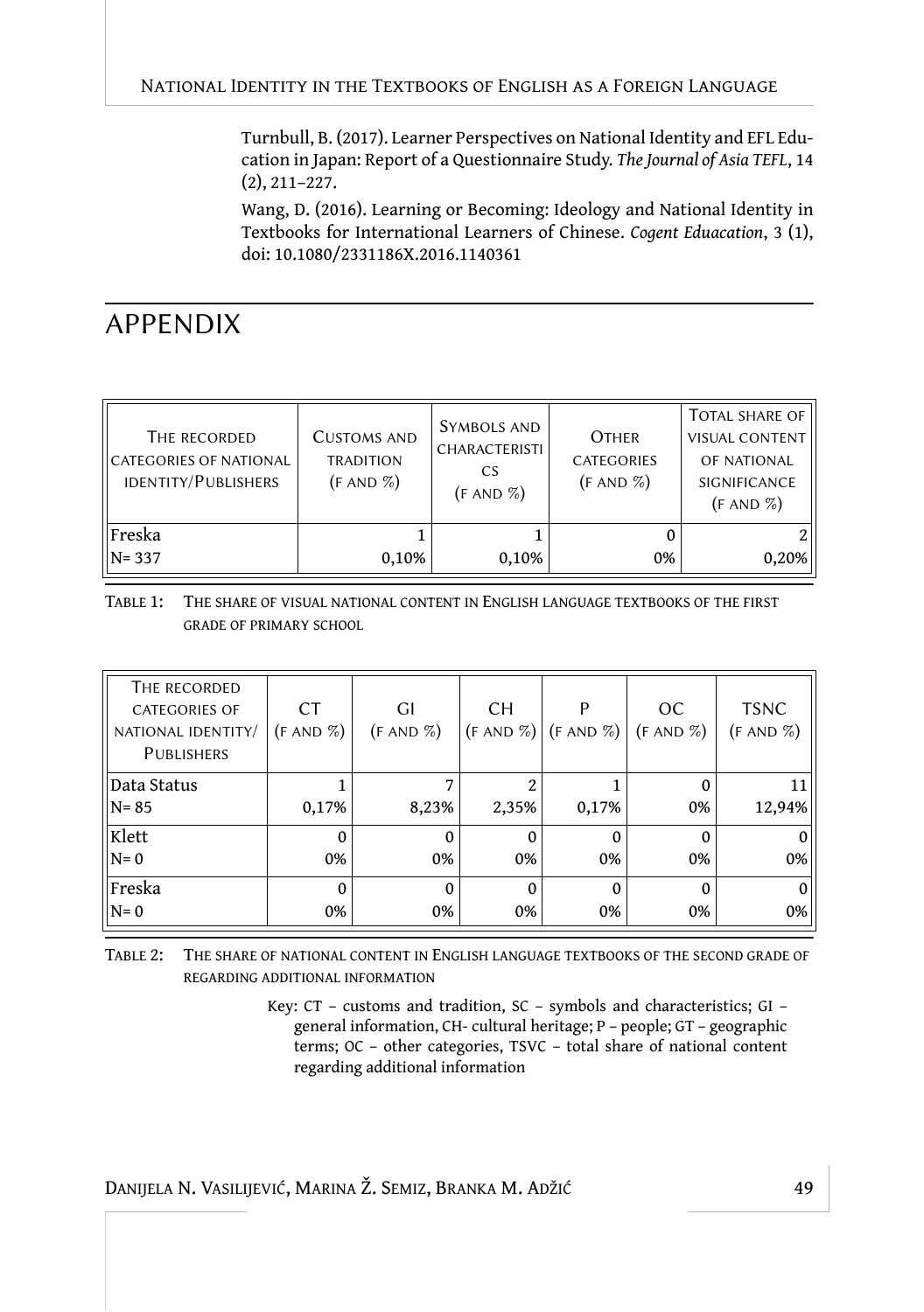Turnbull, B. (2017). Learner Perspectives on National Identity and EFL Education in Japan: Report of a Questionnaire Study. *The Journal of Asia TEFL*, 14 (2), 211–227.

Wang, D. (2016). Learning or Becoming: Ideology and National Identity in Textbooks for International Learners of Chinese. *Cogent Eduacation*, 3 (1), doi: 10.1080/2331186X.2016.1140361

# APPENDIX

| The recorded categories of national identity/Publishers | Customs and tradition (f and %) | Symbols and characteristics (f and %) | Other categories (f and %) | Total share of visual content of national significance (f and %) |
|---|---|---|---|---|
| Freska N= 337 | 1 0,10% | 1 0,10% | 0 0% | 2 0,20% |

Table 1: The share of visual national content in English language textbooks of the first grade of primary school

| The recorded categories of national identity/ Publishers | CT (f and %) | GI (f and %) | CH (f and %) | P (f and %) | OC (f and %) | TSNC (f and %) |
|---|---|---|---|---|---|---|
| Data Status N= 85 | 1 0,17% | 7 8,23% | 2 2,35% | 1 0,17% | 0 0% | 11 12,94% |
| Klett N= 0 | 0 0% | 0 0% | 0 0% | 0 0% | 0 0% | 0 0% |
| Freska N= 0 | 0 0% | 0 0% | 0 0% | 0 0% | 0 0% | 0 0% |

Table 2: The share of national content in English language textbooks of the second grade of regarding additional information

Key: CT – customs and tradition, SC – symbols and characteristics; GI – general information, CH- cultural heritage; P – people; GT – geographic terms; OC – other categories, TSVC – total share of national content regarding additional information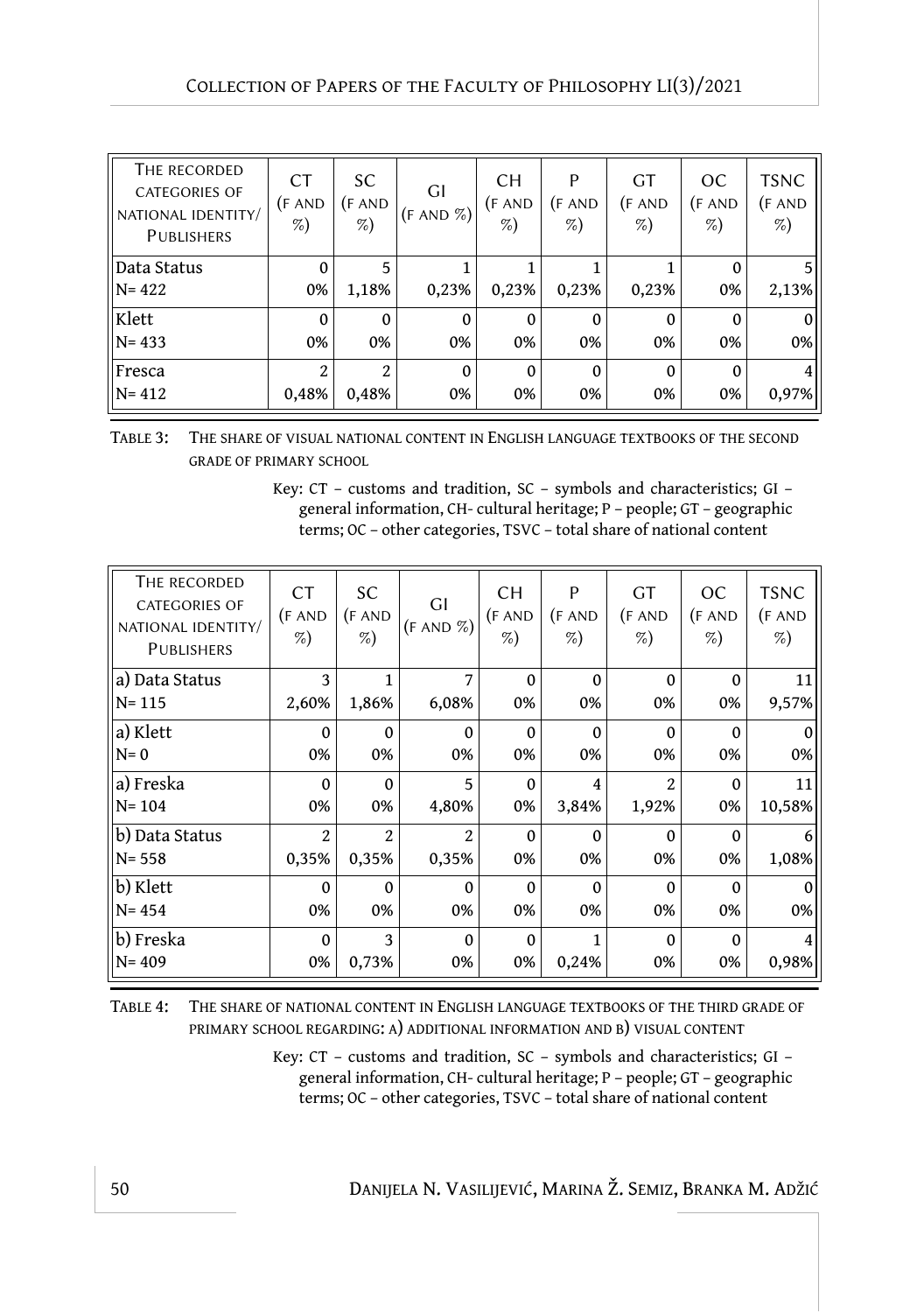| The recorded categories of national identity/ Publishers | CT (f and %) | SC (f and %) | GI (f and %) | CH (f and %) | P (f and %) | GT (f and %) | OC (f and %) | TSNC (f and %) |
|---|---|---|---|---|---|---|---|---|
| Data Status N= 422 | 0 0% | 5 1,18% | 1 0,23% | 1 0,23% | 1 0,23% | 1 0,23% | 0 0% | 5 2,13% |
| Klett N= 433 | 0 0% | 0 0% | 0 0% | 0 0% | 0 0% | 0 0% | 0 0% | 0 0% |
| Fresca N= 412 | 2 0,48% | 2 0,48% | 0 0% | 0 0% | 0 0% | 0 0% | 0 0% | 4 0,97% |

Table 3: The share of visual national content in English language textbooks of the second grade of primary school

Key: CT – customs and tradition, SC – symbols and characteristics; GI – general information, CH- cultural heritage; P – people; GT – geographic terms; OC – other categories, TSVC – total share of national content

| The recorded categories of national identity/ Publishers | CT (f and %) | SC (f and %) | GI (f and %) | CH (f and %) | P (f and %) | GT (f and %) | OC (f and %) | TSNC (f and %) |
|---|---|---|---|---|---|---|---|---|
| a) Data Status N= 115 | 3 2,60% | 1 1,86% | 7 6,08% | 0 0% | 0 0% | 0 0% | 0 0% | 11 9,57% |
| a) Klett N= 0 | 0 0% | 0 0% | 0 0% | 0 0% | 0 0% | 0 0% | 0 0% | 0 0% |
| a) Freska N= 104 | 0 0% | 0 0% | 5 4,80% | 0 0% | 4 3,84% | 2 1,92% | 0 0% | 11 10,58% |
| b) Data Status N= 558 | 2 0,35% | 2 0,35% | 2 0,35% | 0 0% | 0 0% | 0 0% | 0 0% | 6 1,08% |
| b) Klett N= 454 | 0 0% | 0 0% | 0 0% | 0 0% | 0 0% | 0 0% | 0 0% | 0 0% |
| b) Freska N= 409 | 0 0% | 3 0,73% | 0 0% | 0 0% | 1 0,24% | 0 0% | 0 0% | 4 0,98% |

Table 4: The share of national content in English language textbooks of the third grade of primary school regarding: a) additional information and b) visual content

Key: CT – customs and tradition, SC – symbols and characteristics; GI – general information, CH- cultural heritage; P – people; GT – geographic terms; OC – other categories, TSVC – total share of national content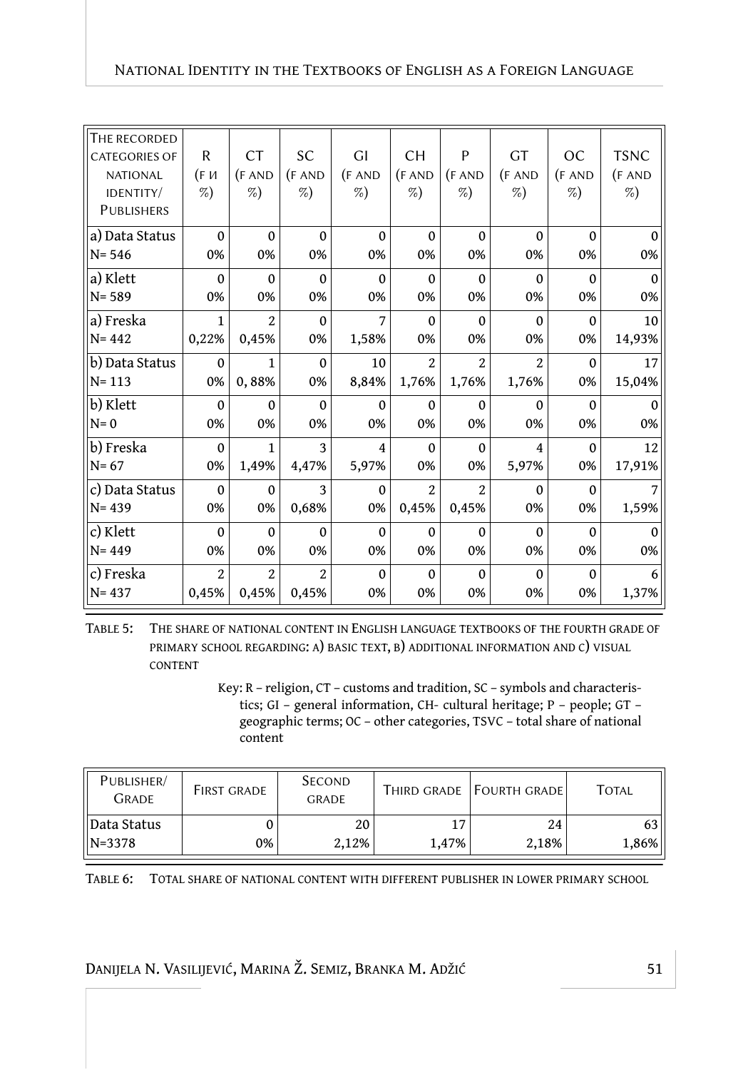| The recorded categories of national identity/ Publishers | R (F и %) | CT (F and %) | SC (F and %) | GI (F and %) | CH (F and %) | P (F and %) | GT (F and %) | OC (F and %) | TSNC (F and %) |
|---|---|---|---|---|---|---|---|---|---|
| a) Data Status N= 546 | 0 0% | 0 0% | 0 0% | 0 0% | 0 0% | 0 0% | 0 0% | 0 0% | 0 0% |
| a) Klett N= 589 | 0 0% | 0 0% | 0 0% | 0 0% | 0 0% | 0 0% | 0 0% | 0 0% | 0 0% |
| a) Freska N= 442 | 1 0,22% | 2 0,45% | 0 0% | 7 1,58% | 0 0% | 0 0% | 0 0% | 0 0% | 10 14,93% |
| b) Data Status N= 113 | 0 0% | 1 0, 88% | 0 0% | 10 8,84% | 2 1,76% | 2 1,76% | 2 1,76% | 0 0% | 17 15,04% |
| b) Klett N= 0 | 0 0% | 0 0% | 0 0% | 0 0% | 0 0% | 0 0% | 0 0% | 0 0% | 0 0% |
| b) Freska N= 67 | 0 0% | 1 1,49% | 3 4,47% | 4 5,97% | 0 0% | 0 0% | 4 5,97% | 0 0% | 12 17,91% |
| c) Data Status N= 439 | 0 0% | 0 0% | 3 0,68% | 0 0% | 2 0,45% | 2 0,45% | 0 0% | 0 0% | 7 1,59% |
| c) Klett N= 449 | 0 0% | 0 0% | 0 0% | 0 0% | 0 0% | 0 0% | 0 0% | 0 0% | 0 0% |
| c) Freska N= 437 | 2 0,45% | 2 0,45% | 2 0,45% | 0 0% | 0 0% | 0 0% | 0 0% | 0 0% | 6 1,37% |

Table 5: The share of national content in English language textbooks of the fourth grade of primary school regarding: a) basic text, b) additional information and c) visual content

Key: R – religion, CT – customs and tradition, SC – symbols and characteristics; GI – general information, CH- cultural heritage; P – people; GT – geographic terms; OC – other categories, TSVC – total share of national content

| Publisher/ Grade | First grade | Second grade | Third grade | Fourth grade | Total |
|---|---|---|---|---|---|
| Data Status N=3378 | 0 0% | 20 2,12% | 17 1,47% | 24 2,18% | 63 1,86% |

Table 6: Total share of national content with different publisher in lower primary school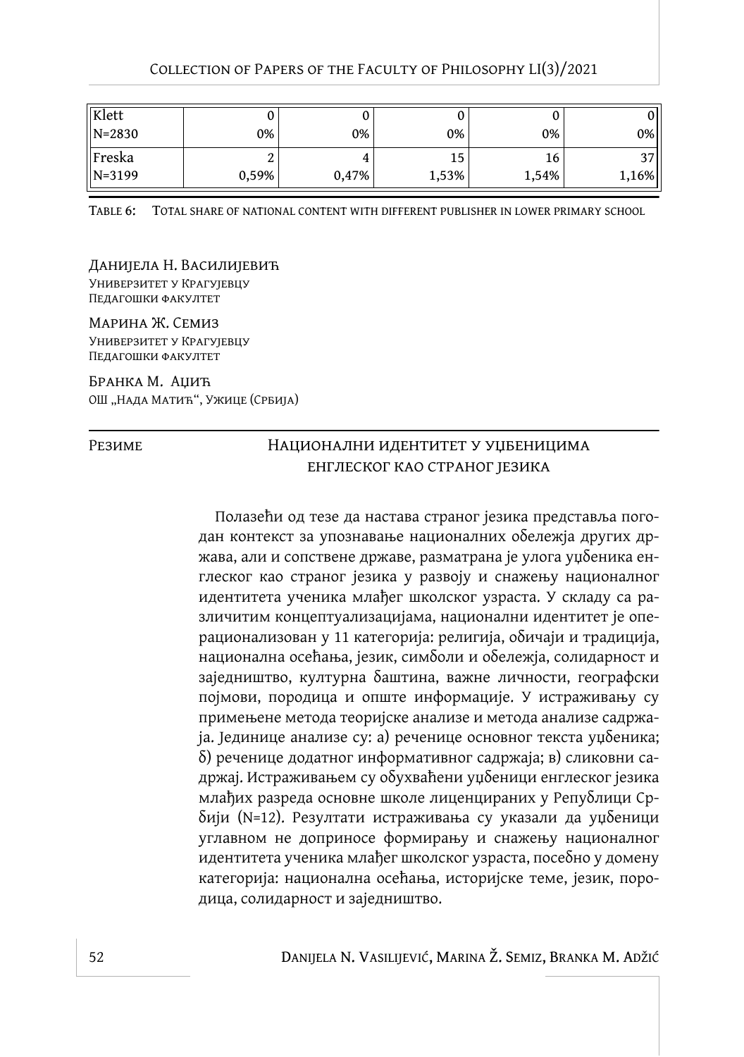| | | | | | |
|---|---|---|---|---|---|
| Klett N=2830 | 0 0% | 0 0% | 0 0% | 0 0% | 0 0% |
| Freska N=3199 | 2 0,59% | 4 0,47% | 15 1,53% | 16 1,54% | 37 1,16% |

Table 6: Total share of national content with different publisher in lower primary school

Данијела Н. Василијевић
Универзитет у Крагујевцу
Педагошки факултет

Марина Ж. Семиз
Универзитет у Крагујевцу
Педагошки факултет

Бранка М. Аџић
ОШ „Нада Матић", Ужице (Србија)

Резиме

## Национални идентитет у уџбеницима енглеског као страног језика

Полазећи од тезе да настава страног језика представља погодан контекст за упознавање националних обележја других држава, али и сопствене државе, разматрана је улога уџбеника енглеског као страног језика у развоју и снажењу националног идентитета ученика млађег школског узраста. У складу са различитим концептуализацијама, национални идентитет је операционализован у 11 категорија: религија, обичаји и традиција, национална осећања, језик, симболи и обележја, солидарност и заједништво, културна баштина, важне личности, географски појмови, породица и опште информације. У истраживању су примењене метода теоријске анализе и метода анализе садржаја. Јединице анализе су: а) реченице основног текста уџбеника; б) реченице додатног информативног садржаја; в) сликовни садржај. Истраживањем су обухваћени уџбеници енглеског језика млађих разреда основне школе лиценцираних у Републици Србији (N=12). Резултати истраживања су указали да уџбеници углавном не доприносе формирању и снажењу националног идентитета ученика млађег школског узраста, посебно у домену категорија: национална осећања, историјске теме, језик, породица, солидарност и заједништво.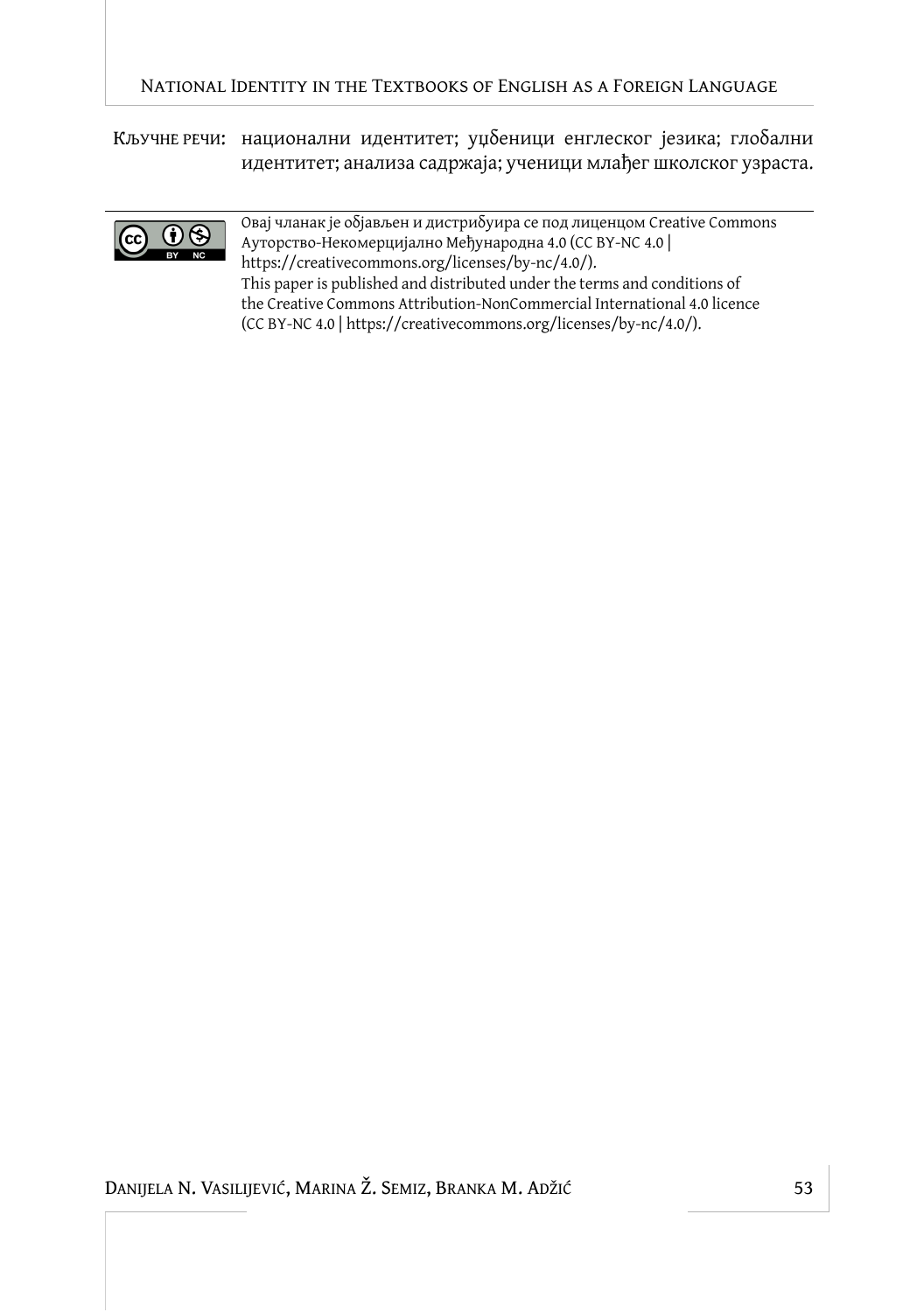Кључне речи: национални идентитет; уџбеници енглеског језика; глобални идентитет; анализа садржаја; ученици млађег школског узраста.

---

Овај чланак је објављен и дистрибуира се под лиценцом Creative Commons Ауторство-Некомерцијално Међународна 4.0 (CC BY-NC 4.0 | https://creativecommons.org/licenses/by-nc/4.0/).
This paper is published and distributed under the terms and conditions of the Creative Commons Attribution-NonCommercial International 4.0 licence (CC BY-NC 4.0 | https://creativecommons.org/licenses/by-nc/4.0/).